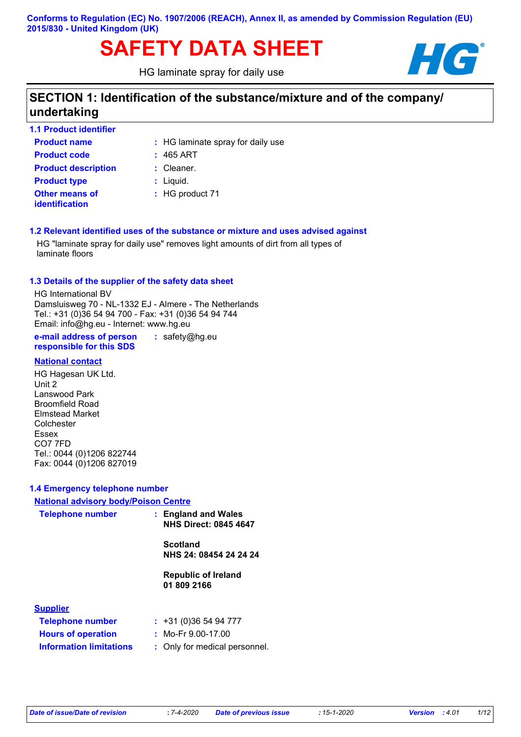**Conforms to Regulation (EC) No. 1907/2006 (REACH), Annex II, as amended by Commission Regulation (EU) 2015/830 - United Kingdom (UK)**

# SAFETY DATA SHEET

HG laminate spray for daily use

## SECTION 1: Identification of the substance/mixture and of the company/undertaking

### 1.1 Product identifier

| | |
|---|---|
| **Product name** | : HG laminate spray for daily use |
| **Product code** | : 465 ART |
| **Product description** | : Cleaner. |
| **Product type** | : Liquid. |
| **Other means of identification** | : HG product 71 |

### 1.2 Relevant identified uses of the substance or mixture and uses advised against

HG "laminate spray for daily use" removes light amounts of dirt from all types of laminate floors

### 1.3 Details of the supplier of the safety data sheet

HG International BV
Damsluisweg 70 - NL-1332 EJ - Almere - The Netherlands
Tel.: +31 (0)36 54 94 700 - Fax: +31 (0)36 54 94 744
Email: info@hg.eu - Internet: www.hg.eu

**e-mail address of person responsible for this SDS** : safety@hg.eu

**National contact**

HG Hagesan UK Ltd.
Unit 2
Lanswood Park
Broomfield Road
Elmstead Market
Colchester
Essex
CO7 7FD
Tel.: 0044 (0)1206 822744
Fax: 0044 (0)1206 827019

### 1.4 Emergency telephone number

**National advisory body/Poison Centre**

**Telephone number** :
**England and Wales**
**NHS Direct: 0845 4647**

**Scotland**
**NHS 24: 08454 24 24 24**

**Republic of Ireland**
**01 809 2166**

**Supplier**

| | |
|---|---|
| **Telephone number** | : +31 (0)36 54 94 777 |
| **Hours of operation** | : Mo-Fr 9.00-17.00 |
| **Information limitations** | : Only for medical personnel. |

*Date of issue/Date of revision* : 7-4-2020 *Date of previous issue* : 15-1-2020 *Version* : 4.01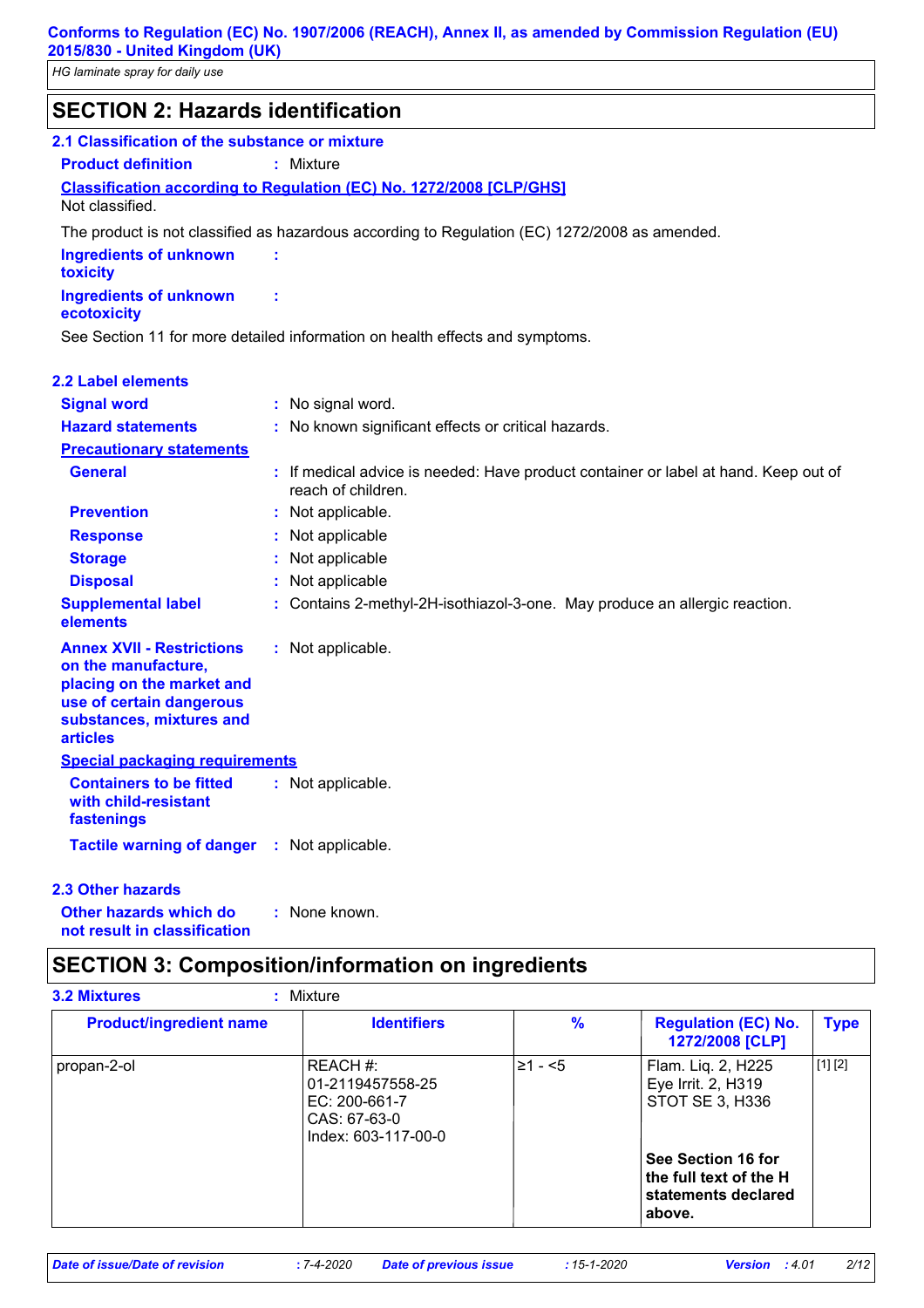## SECTION 2: Hazards identification

### 2.1 Classification of the substance or mixture

**Product definition** : Mixture

**Classification according to Regulation (EC) No. 1272/2008 [CLP/GHS]**

Not classified.

The product is not classified as hazardous according to Regulation (EC) 1272/2008 as amended.

**Ingredients of unknown toxicity** :

**Ingredients of unknown ecotoxicity** :

See Section 11 for more detailed information on health effects and symptoms.

### 2.2 Label elements

**Signal word** : No signal word.

**Hazard statements** : No known significant effects or critical hazards.

**Precautionary statements**

**General** : If medical advice is needed: Have product container or label at hand. Keep out of reach of children.

**Prevention** : Not applicable.

**Response** : Not applicable

**Storage** : Not applicable

**Disposal** : Not applicable

**Supplemental label elements** : Contains 2-methyl-2H-isothiazol-3-one. May produce an allergic reaction.

**Annex XVII - Restrictions on the manufacture, placing on the market and use of certain dangerous substances, mixtures and articles** : Not applicable.

**Special packaging requirements**

**Containers to be fitted with child-resistant fastenings** : Not applicable.

**Tactile warning of danger** : Not applicable.

### 2.3 Other hazards

**Other hazards which do not result in classification** : None known.

## SECTION 3: Composition/information on ingredients

**3.2 Mixtures** : Mixture

| Product/ingredient name | Identifiers | % | Regulation (EC) No. 1272/2008 [CLP] | Type |
|---|---|---|---|---|
| propan-2-ol | REACH #: 01-2119457558-25<br>EC: 200-661-7<br>CAS: 67-63-0<br>Index: 603-117-00-0 | ≥1 - <5 | Flam. Liq. 2, H225<br>Eye Irrit. 2, H319<br>STOT SE 3, H336<br><br>**See Section 16 for the full text of the H statements declared above.** | [1] [2] |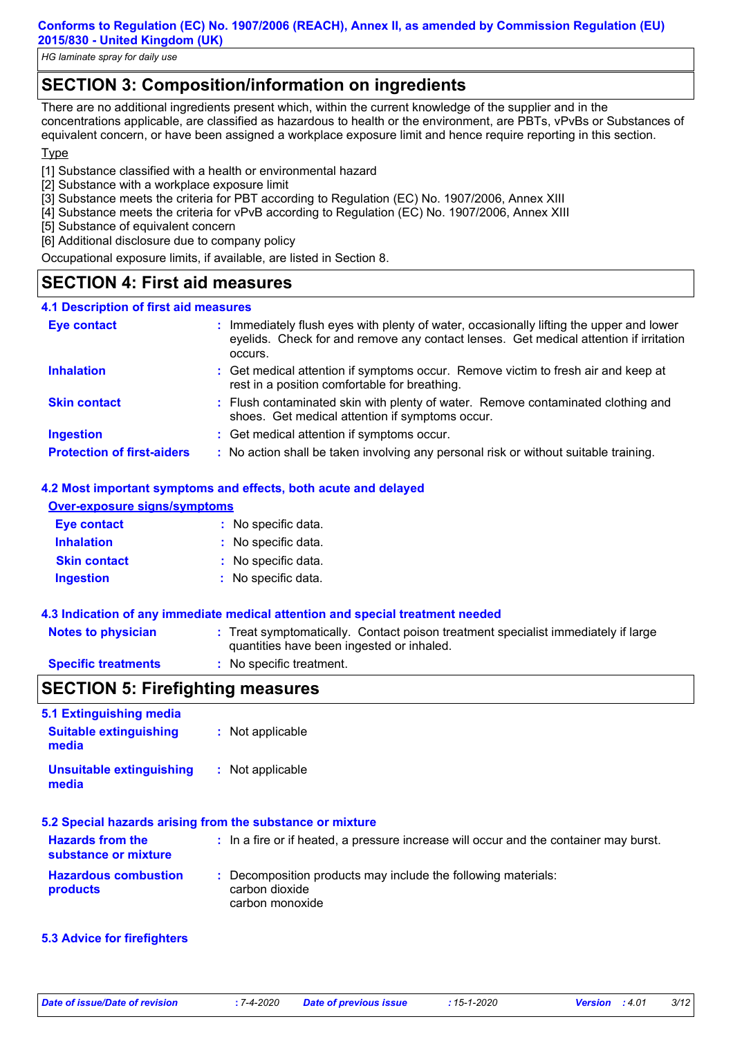## SECTION 3: Composition/information on ingredients

There are no additional ingredients present which, within the current knowledge of the supplier and in the concentrations applicable, are classified as hazardous to health or the environment, are PBTs, vPvBs or Substances of equivalent concern, or have been assigned a workplace exposure limit and hence require reporting in this section.

Type

[1] Substance classified with a health or environmental hazard
[2] Substance with a workplace exposure limit
[3] Substance meets the criteria for PBT according to Regulation (EC) No. 1907/2006, Annex XIII
[4] Substance meets the criteria for vPvB according to Regulation (EC) No. 1907/2006, Annex XIII
[5] Substance of equivalent concern
[6] Additional disclosure due to company policy

Occupational exposure limits, if available, are listed in Section 8.

## SECTION 4: First aid measures

### 4.1 Description of first aid measures

**Eye contact** : Immediately flush eyes with plenty of water, occasionally lifting the upper and lower eyelids. Check for and remove any contact lenses. Get medical attention if irritation occurs.

**Inhalation** : Get medical attention if symptoms occur. Remove victim to fresh air and keep at rest in a position comfortable for breathing.

**Skin contact** : Flush contaminated skin with plenty of water. Remove contaminated clothing and shoes. Get medical attention if symptoms occur.

**Ingestion** : Get medical attention if symptoms occur.

**Protection of first-aiders** : No action shall be taken involving any personal risk or without suitable training.

### 4.2 Most important symptoms and effects, both acute and delayed

**Over-exposure signs/symptoms**

**Eye contact** : No specific data.

**Inhalation** : No specific data.

**Skin contact** : No specific data.

**Ingestion** : No specific data.

### 4.3 Indication of any immediate medical attention and special treatment needed

**Notes to physician** : Treat symptomatically. Contact poison treatment specialist immediately if large quantities have been ingested or inhaled.

**Specific treatments** : No specific treatment.

## SECTION 5: Firefighting measures

### 5.1 Extinguishing media

**Suitable extinguishing media** : Not applicable

**Unsuitable extinguishing media** : Not applicable

### 5.2 Special hazards arising from the substance or mixture

**Hazards from the substance or mixture** : In a fire or if heated, a pressure increase will occur and the container may burst.

**Hazardous combustion products** : Decomposition products may include the following materials:
carbon dioxide
carbon monoxide

### 5.3 Advice for firefighters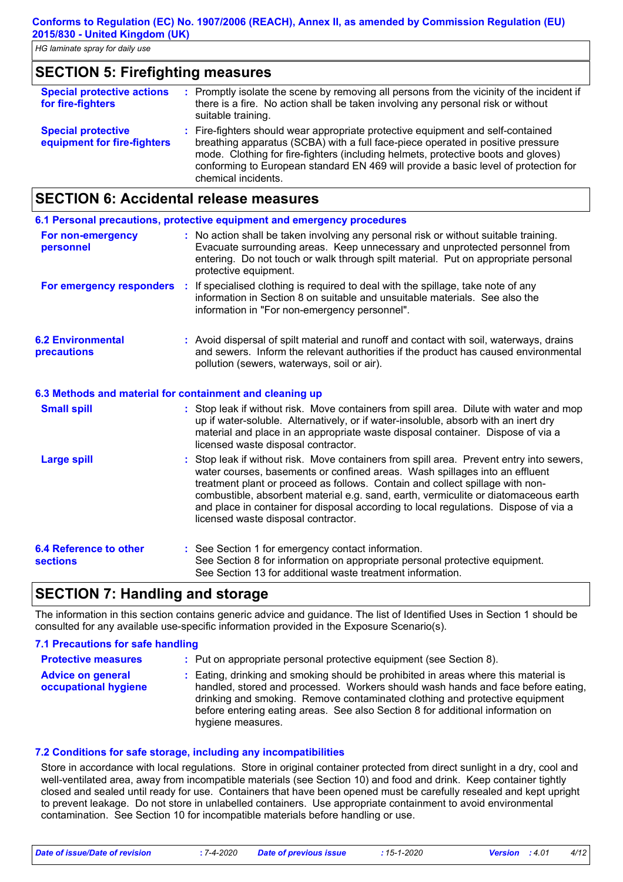## SECTION 5: Firefighting measures

| | |
|---|---|
| **Special protective actions for fire-fighters** | : Promptly isolate the scene by removing all persons from the vicinity of the incident if there is a fire. No action shall be taken involving any personal risk or without suitable training. |
| **Special protective equipment for fire-fighters** | : Fire-fighters should wear appropriate protective equipment and self-contained breathing apparatus (SCBA) with a full face-piece operated in positive pressure mode. Clothing for fire-fighters (including helmets, protective boots and gloves) conforming to European standard EN 469 will provide a basic level of protection for chemical incidents. |

## SECTION 6: Accidental release measures

### 6.1 Personal precautions, protective equipment and emergency procedures

| | |
|---|---|
| **For non-emergency personnel** | : No action shall be taken involving any personal risk or without suitable training. Evacuate surrounding areas. Keep unnecessary and unprotected personnel from entering. Do not touch or walk through spilt material. Put on appropriate personal protective equipment. |
| **For emergency responders** | : If specialised clothing is required to deal with the spillage, take note of any information in Section 8 on suitable and unsuitable materials. See also the information in "For non-emergency personnel". |

| | |
|---|---|
| **6.2 Environmental precautions** | : Avoid dispersal of spilt material and runoff and contact with soil, waterways, drains and sewers. Inform the relevant authorities if the product has caused environmental pollution (sewers, waterways, soil or air). |

### 6.3 Methods and material for containment and cleaning up

| | |
|---|---|
| **Small spill** | : Stop leak if without risk. Move containers from spill area. Dilute with water and mop up if water-soluble. Alternatively, or if water-insoluble, absorb with an inert dry material and place in an appropriate waste disposal container. Dispose of via a licensed waste disposal contractor. |
| **Large spill** | : Stop leak if without risk. Move containers from spill area. Prevent entry into sewers, water courses, basements or confined areas. Wash spillages into an effluent treatment plant or proceed as follows. Contain and collect spillage with non-combustible, absorbent material e.g. sand, earth, vermiculite or diatomaceous earth and place in container for disposal according to local regulations. Dispose of via a licensed waste disposal contractor. |

| | |
|---|---|
| **6.4 Reference to other sections** | : See Section 1 for emergency contact information.<br>See Section 8 for information on appropriate personal protective equipment.<br>See Section 13 for additional waste treatment information. |

## SECTION 7: Handling and storage

The information in this section contains generic advice and guidance. The list of Identified Uses in Section 1 should be consulted for any available use-specific information provided in the Exposure Scenario(s).

### 7.1 Precautions for safe handling

| | |
|---|---|
| **Protective measures** | : Put on appropriate personal protective equipment (see Section 8). |
| **Advice on general occupational hygiene** | : Eating, drinking and smoking should be prohibited in areas where this material is handled, stored and processed. Workers should wash hands and face before eating, drinking and smoking. Remove contaminated clothing and protective equipment before entering eating areas. See also Section 8 for additional information on hygiene measures. |

### 7.2 Conditions for safe storage, including any incompatibilities

Store in accordance with local regulations. Store in original container protected from direct sunlight in a dry, cool and well-ventilated area, away from incompatible materials (see Section 10) and food and drink. Keep container tightly closed and sealed until ready for use. Containers that have been opened must be carefully resealed and kept upright to prevent leakage. Do not store in unlabelled containers. Use appropriate containment to avoid environmental contamination. See Section 10 for incompatible materials before handling or use.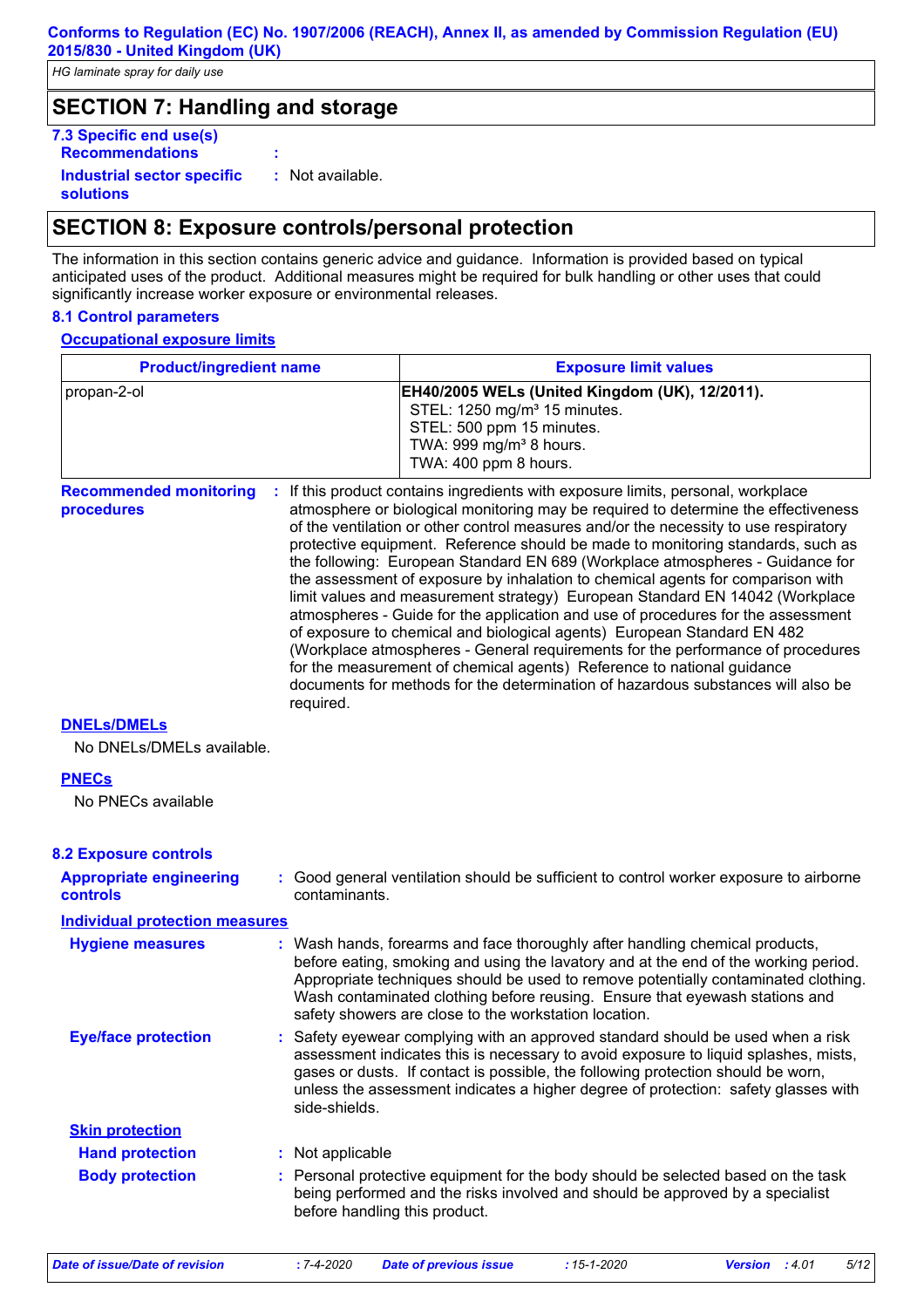## SECTION 7: Handling and storage

**7.3 Specific end use(s)**

**Recommendations** :

**Industrial sector specific solutions** : Not available.

## SECTION 8: Exposure controls/personal protection

The information in this section contains generic advice and guidance. Information is provided based on typical anticipated uses of the product. Additional measures might be required for bulk handling or other uses that could significantly increase worker exposure or environmental releases.

**8.1 Control parameters**

**Occupational exposure limits**

| Product/ingredient name | Exposure limit values |
| --- | --- |
| propan-2-ol | **EH40/2005 WELs (United Kingdom (UK), 12/2011).**<br>STEL: 1250 mg/m³ 15 minutes.<br>STEL: 500 ppm 15 minutes.<br>TWA: 999 mg/m³ 8 hours.<br>TWA: 400 ppm 8 hours. |

**Recommended monitoring procedures** : If this product contains ingredients with exposure limits, personal, workplace atmosphere or biological monitoring may be required to determine the effectiveness of the ventilation or other control measures and/or the necessity to use respiratory protective equipment. Reference should be made to monitoring standards, such as the following: European Standard EN 689 (Workplace atmospheres - Guidance for the assessment of exposure by inhalation to chemical agents for comparison with limit values and measurement strategy) European Standard EN 14042 (Workplace atmospheres - Guide for the application and use of procedures for the assessment of exposure to chemical and biological agents) European Standard EN 482 (Workplace atmospheres - General requirements for the performance of procedures for the measurement of chemical agents) Reference to national guidance documents for methods for the determination of hazardous substances will also be required.

**DNELs/DMELs**

No DNELs/DMELs available.

**PNECs**

No PNECs available

**8.2 Exposure controls**

**Appropriate engineering controls** : Good general ventilation should be sufficient to control worker exposure to airborne contaminants.

**Individual protection measures**

**Hygiene measures** : Wash hands, forearms and face thoroughly after handling chemical products, before eating, smoking and using the lavatory and at the end of the working period. Appropriate techniques should be used to remove potentially contaminated clothing. Wash contaminated clothing before reusing. Ensure that eyewash stations and safety showers are close to the workstation location.

**Eye/face protection** : Safety eyewear complying with an approved standard should be used when a risk assessment indicates this is necessary to avoid exposure to liquid splashes, mists, gases or dusts. If contact is possible, the following protection should be worn, unless the assessment indicates a higher degree of protection: safety glasses with side-shields.

**Skin protection**

**Hand protection** : Not applicable

**Body protection** : Personal protective equipment for the body should be selected based on the task being performed and the risks involved and should be approved by a specialist before handling this product.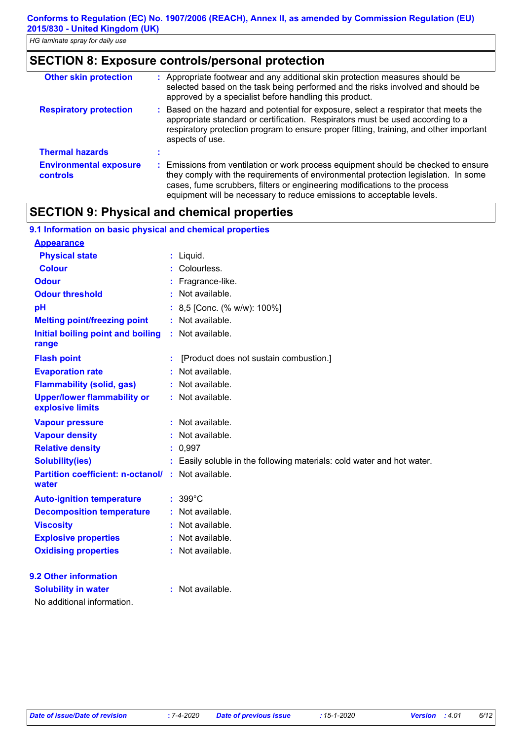## SECTION 8: Exposure controls/personal protection

| | |
|---|---|
| **Other skin protection** | Appropriate footwear and any additional skin protection measures should be selected based on the task being performed and the risks involved and should be approved by a specialist before handling this product. |
| **Respiratory protection** | Based on the hazard and potential for exposure, select a respirator that meets the appropriate standard or certification. Respirators must be used according to a respiratory protection program to ensure proper fitting, training, and other important aspects of use. |
| **Thermal hazards** | |
| **Environmental exposure controls** | Emissions from ventilation or work process equipment should be checked to ensure they comply with the requirements of environmental protection legislation. In some cases, fume scrubbers, filters or engineering modifications to the process equipment will be necessary to reduce emissions to acceptable levels. |

## SECTION 9: Physical and chemical properties

### 9.1 Information on basic physical and chemical properties

**Appearance**

| | |
|---|---|
| **Physical state** | Liquid. |
| **Colour** | Colourless. |
| **Odour** | Fragrance-like. |
| **Odour threshold** | Not available. |
| **pH** | 8,5 [Conc. (% w/w): 100%] |
| **Melting point/freezing point** | Not available. |
| **Initial boiling point and boiling range** | Not available. |
| **Flash point** | [Product does not sustain combustion.] |
| **Evaporation rate** | Not available. |
| **Flammability (solid, gas)** | Not available. |
| **Upper/lower flammability or explosive limits** | Not available. |
| **Vapour pressure** | Not available. |
| **Vapour density** | Not available. |
| **Relative density** | 0,997 |
| **Solubility(ies)** | Easily soluble in the following materials: cold water and hot water. |
| **Partition coefficient: n-octanol/water** | Not available. |
| **Auto-ignition temperature** | 399°C |
| **Decomposition temperature** | Not available. |
| **Viscosity** | Not available. |
| **Explosive properties** | Not available. |
| **Oxidising properties** | Not available. |

### 9.2 Other information

| | |
|---|---|
| **Solubility in water** | Not available. |

No additional information.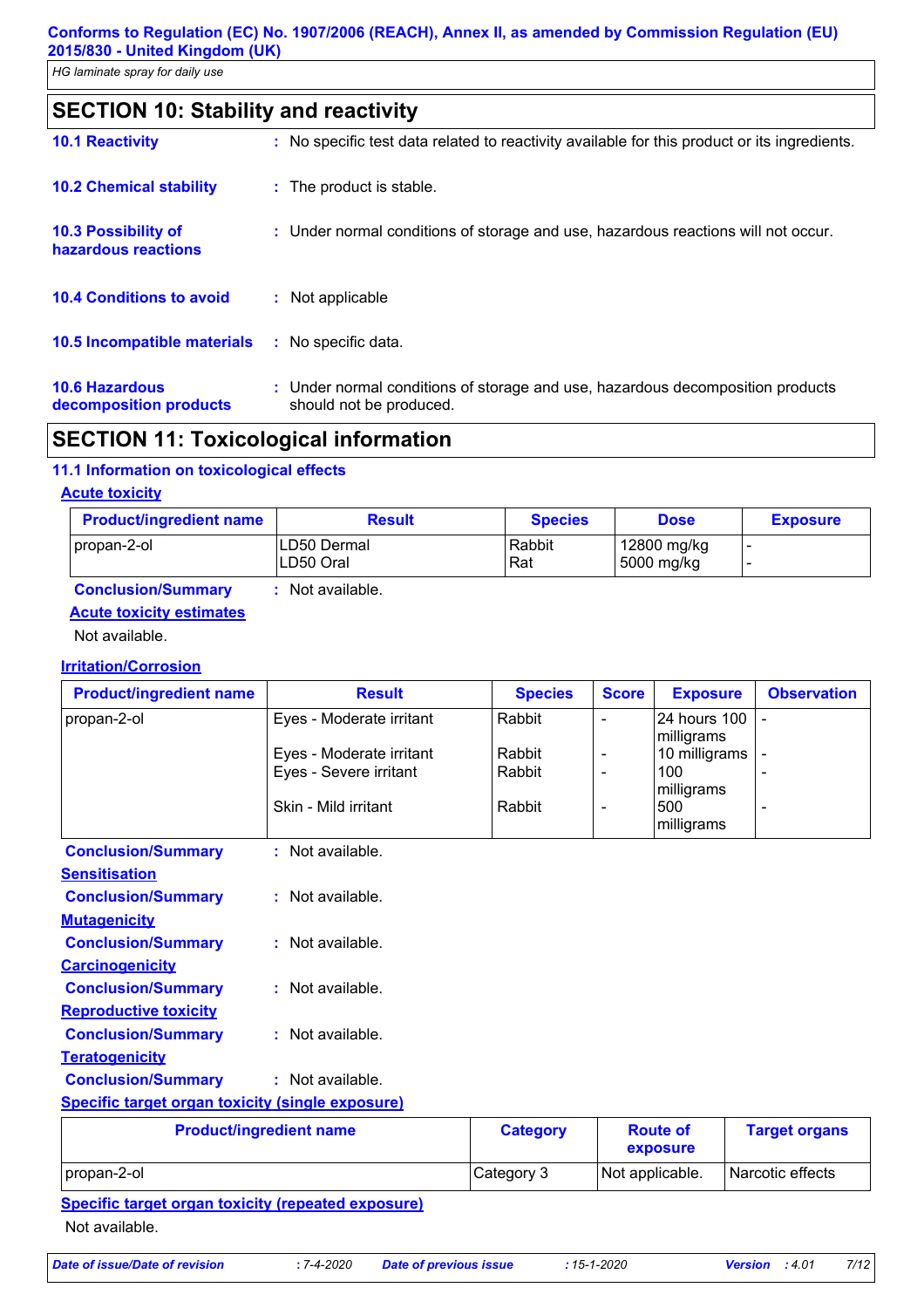## SECTION 10: Stability and reactivity

**10.1 Reactivity** : No specific test data related to reactivity available for this product or its ingredients.

**10.2 Chemical stability** : The product is stable.

**10.3 Possibility of hazardous reactions** : Under normal conditions of storage and use, hazardous reactions will not occur.

**10.4 Conditions to avoid** : Not applicable

**10.5 Incompatible materials** : No specific data.

**10.6 Hazardous decomposition products** : Under normal conditions of storage and use, hazardous decomposition products should not be produced.

## SECTION 11: Toxicological information

### 11.1 Information on toxicological effects

**Acute toxicity**

| Product/ingredient name | Result | Species | Dose | Exposure |
|---|---|---|---|---|
| propan-2-ol | LD50 Dermal<br>LD50 Oral | Rabbit<br>Rat | 12800 mg/kg<br>5000 mg/kg | -<br>- |

**Conclusion/Summary** : Not available.

**Acute toxicity estimates**

Not available.

**Irritation/Corrosion**

| Product/ingredient name | Result | Species | Score | Exposure | Observation |
|---|---|---|---|---|---|
| propan-2-ol | Eyes - Moderate irritant | Rabbit | - | 24 hours 100 milligrams | - |
| | Eyes - Moderate irritant | Rabbit | - | 10 milligrams | - |
| | Eyes - Severe irritant | Rabbit | - | 100 milligrams | - |
| | Skin - Mild irritant | Rabbit | - | 500 milligrams | - |

**Conclusion/Summary** : Not available.

**Sensitisation**

**Conclusion/Summary** : Not available.

**Mutagenicity**

**Conclusion/Summary** : Not available.

**Carcinogenicity**

**Conclusion/Summary** : Not available.

**Reproductive toxicity**

**Conclusion/Summary** : Not available.

**Teratogenicity**

**Conclusion/Summary** : Not available.

**Specific target organ toxicity (single exposure)**

| Product/ingredient name | Category | Route of exposure | Target organs |
|---|---|---|---|
| propan-2-ol | Category 3 | Not applicable. | Narcotic effects |

**Specific target organ toxicity (repeated exposure)**

Not available.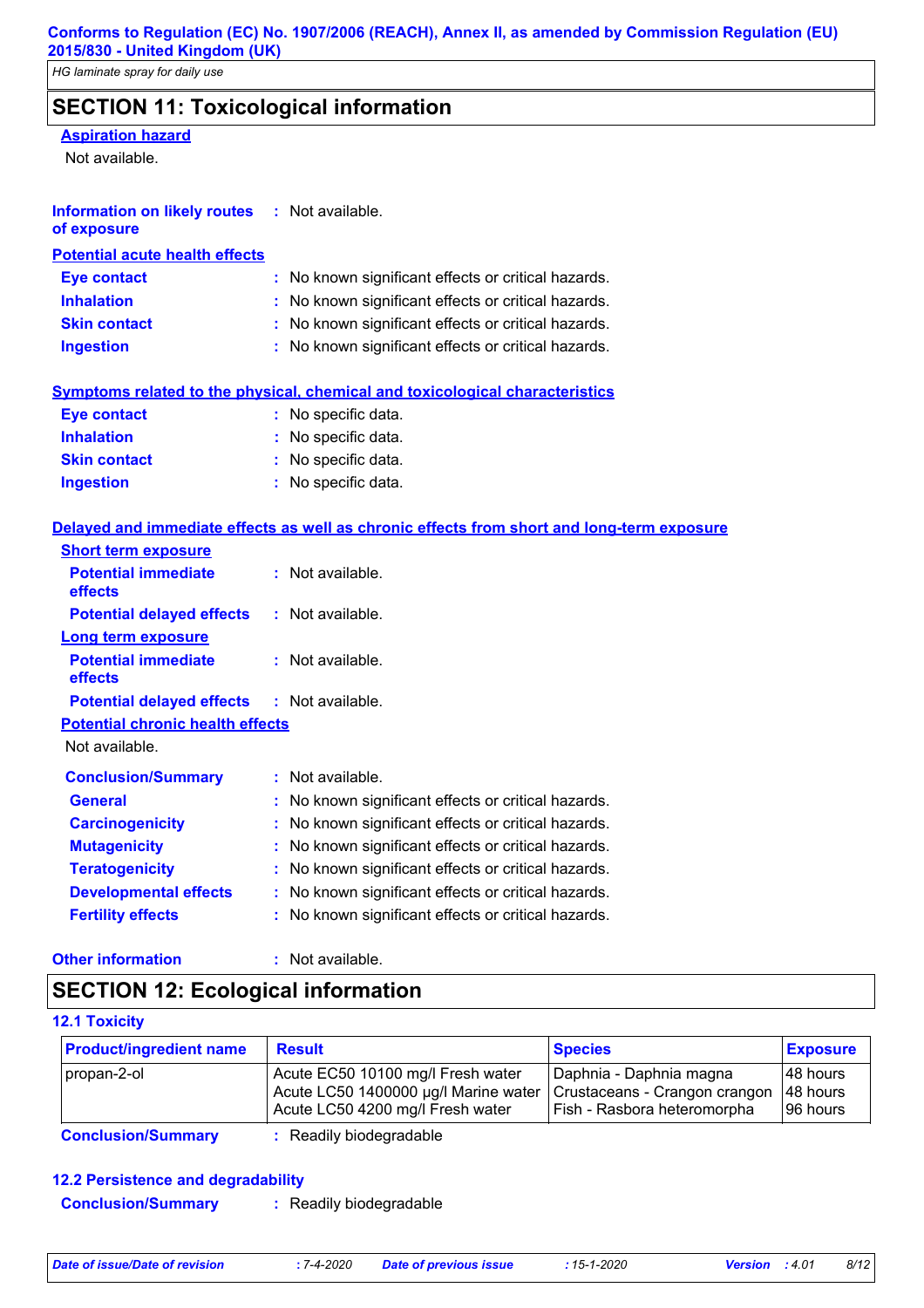## SECTION 11: Toxicological information

**Aspiration hazard**

Not available.

**Information on likely routes of exposure** : Not available.

**Potential acute health effects**

**Eye contact** : No known significant effects or critical hazards.
**Inhalation** : No known significant effects or critical hazards.
**Skin contact** : No known significant effects or critical hazards.
**Ingestion** : No known significant effects or critical hazards.

**Symptoms related to the physical, chemical and toxicological characteristics**

**Eye contact** : No specific data.
**Inhalation** : No specific data.
**Skin contact** : No specific data.
**Ingestion** : No specific data.

**Delayed and immediate effects as well as chronic effects from short and long-term exposure**

**Short term exposure**

**Potential immediate effects** : Not available.
**Potential delayed effects** : Not available.

**Long term exposure**

**Potential immediate effects** : Not available.
**Potential delayed effects** : Not available.

**Potential chronic health effects**

Not available.

**Conclusion/Summary** : Not available.
**General** : No known significant effects or critical hazards.
**Carcinogenicity** : No known significant effects or critical hazards.
**Mutagenicity** : No known significant effects or critical hazards.
**Teratogenicity** : No known significant effects or critical hazards.
**Developmental effects** : No known significant effects or critical hazards.
**Fertility effects** : No known significant effects or critical hazards.

**Other information** : Not available.

## SECTION 12: Ecological information

### 12.1 Toxicity

| Product/ingredient name | Result | Species | Exposure |
|---|---|---|---|
| propan-2-ol | Acute EC50 10100 mg/l Fresh water<br>Acute LC50 1400000 µg/l Marine water<br>Acute LC50 4200 mg/l Fresh water | Daphnia - Daphnia magna<br>Crustaceans - Crangon crangon<br>Fish - Rasbora heteromorpha | 48 hours<br>48 hours<br>96 hours |

**Conclusion/Summary** : Readily biodegradable

### 12.2 Persistence and degradability

**Conclusion/Summary** : Readily biodegradable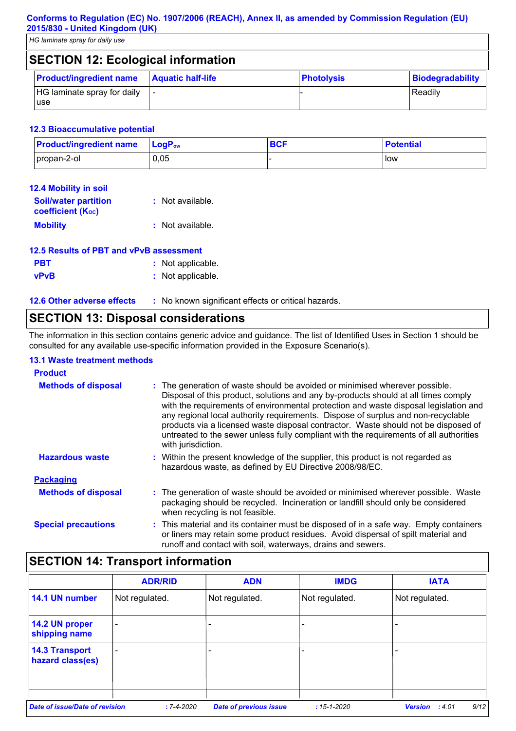## SECTION 12: Ecological information

| Product/ingredient name | Aquatic half-life | Photolysis | Biodegradability |
|---|---|---|---|
| HG laminate spray for daily use | - | - | Readily |

### 12.3 Bioaccumulative potential

| Product/ingredient name | $LogP_{ow}$ | BCF | Potential |
|---|---|---|---|
| propan-2-ol | 0,05 | - | low |

### 12.4 Mobility in soil

**Soil/water partition coefficient ($K_{OC}$)** : Not available.

**Mobility** : Not available.

### 12.5 Results of PBT and vPvB assessment

**PBT** : Not applicable.

**vPvB** : Not applicable.

**12.6 Other adverse effects** : No known significant effects or critical hazards.

## SECTION 13: Disposal considerations

The information in this section contains generic advice and guidance. The list of Identified Uses in Section 1 should be consulted for any available use-specific information provided in the Exposure Scenario(s).

### 13.1 Waste treatment methods

**Product**

**Methods of disposal** : The generation of waste should be avoided or minimised wherever possible. Disposal of this product, solutions and any by-products should at all times comply with the requirements of environmental protection and waste disposal legislation and any regional local authority requirements. Dispose of surplus and non-recyclable products via a licensed waste disposal contractor. Waste should not be disposed of untreated to the sewer unless fully compliant with the requirements of all authorities with jurisdiction.

**Hazardous waste** : Within the present knowledge of the supplier, this product is not regarded as hazardous waste, as defined by EU Directive 2008/98/EC.

**Packaging**

**Methods of disposal** : The generation of waste should be avoided or minimised wherever possible. Waste packaging should be recycled. Incineration or landfill should only be considered when recycling is not feasible.

**Special precautions** : This material and its container must be disposed of in a safe way. Empty containers or liners may retain some product residues. Avoid dispersal of spilt material and runoff and contact with soil, waterways, drains and sewers.

## SECTION 14: Transport information

| | ADR/RID | ADN | IMDG | IATA |
|---|---|---|---|---|
| 14.1 UN number | Not regulated. | Not regulated. | Not regulated. | Not regulated. |
| 14.2 UN proper shipping name | - | - | - | - |
| 14.3 Transport hazard class(es) | - | - | - | - |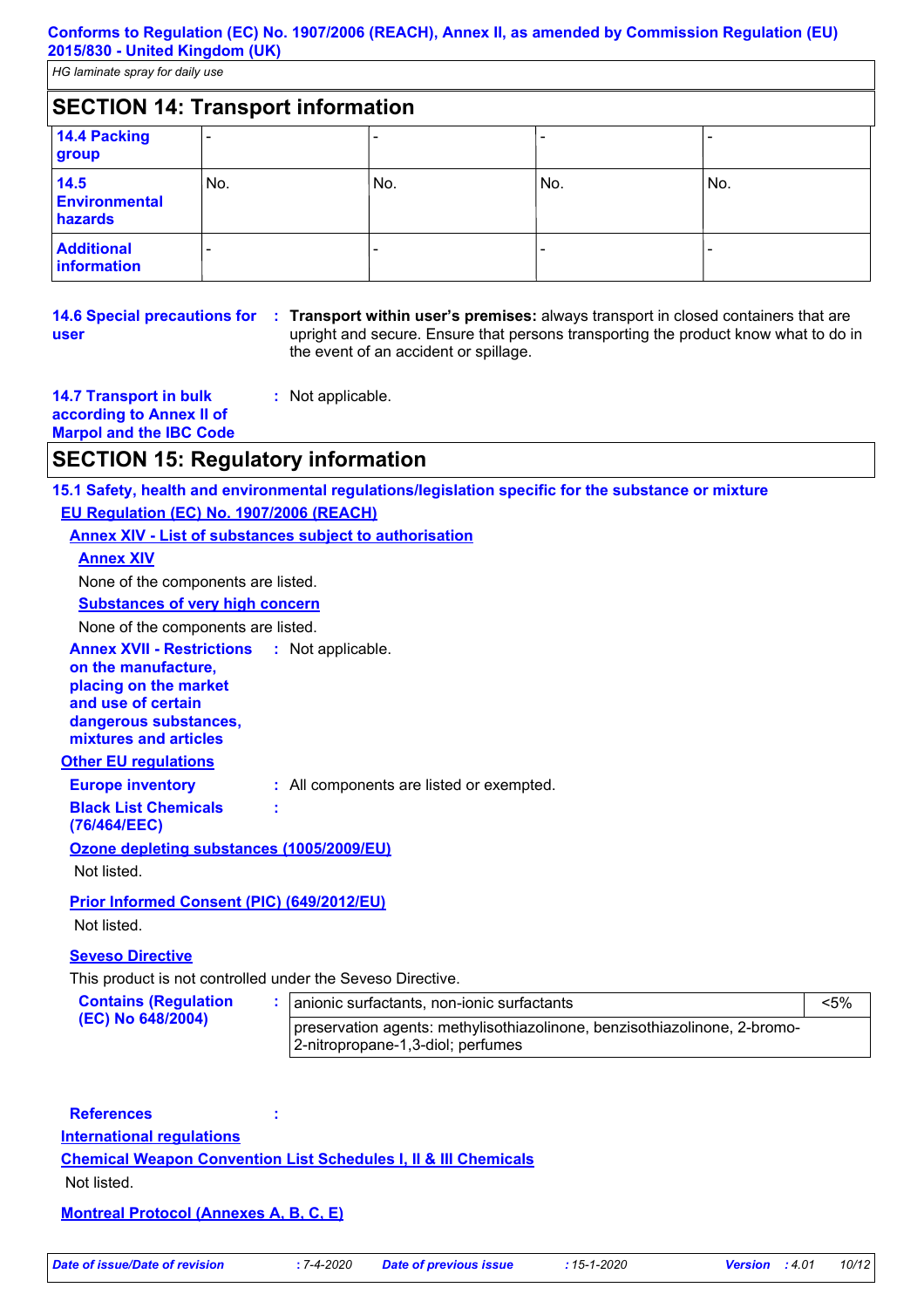## SECTION 14: Transport information

| | | | | |
|---|---|---|---|---|
| **14.4 Packing group** | - | - | - | - |
| **14.5 Environmental hazards** | No. | No. | No. | No. |
| **Additional information** | - | - | - | - |

**14.6 Special precautions for user** : **Transport within user's premises:** always transport in closed containers that are upright and secure. Ensure that persons transporting the product know what to do in the event of an accident or spillage.

**14.7 Transport in bulk according to Annex II of Marpol and the IBC Code** : Not applicable.

## SECTION 15: Regulatory information

**15.1 Safety, health and environmental regulations/legislation specific for the substance or mixture**

**EU Regulation (EC) No. 1907/2006 (REACH)**

**Annex XIV - List of substances subject to authorisation**

**Annex XIV**

None of the components are listed.

**Substances of very high concern**

None of the components are listed.

**Annex XVII - Restrictions on the manufacture, placing on the market and use of certain dangerous substances, mixtures and articles** : Not applicable.

**Other EU regulations**

**Europe inventory** : All components are listed or exempted.

**Black List Chemicals (76/464/EEC)** :

**Ozone depleting substances (1005/2009/EU)**

Not listed.

**Prior Informed Consent (PIC) (649/2012/EU)**

Not listed.

**Seveso Directive**

This product is not controlled under the Seveso Directive.

**Contains (Regulation (EC) No 648/2004)** :

| | |
|---|---|
| anionic surfactants, non-ionic surfactants | <5% |
| preservation agents: methylisothiazolinone, benzisothiazolinone, 2-bromo-2-nitropropane-1,3-diol; perfumes | |

**References** :

**International regulations**

**Chemical Weapon Convention List Schedules I, II & III Chemicals**

Not listed.

**Montreal Protocol (Annexes A, B, C, E)**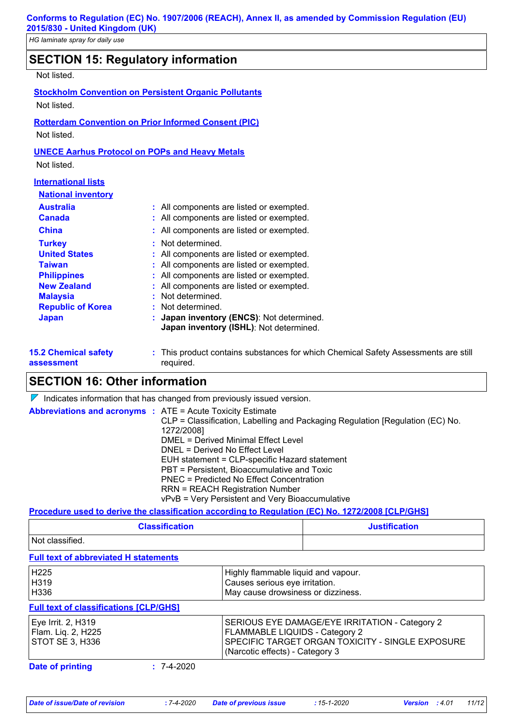## SECTION 15: Regulatory information

Not listed.

**Stockholm Convention on Persistent Organic Pollutants**

Not listed.

**Rotterdam Convention on Prior Informed Consent (PIC)**

Not listed.

**UNECE Aarhus Protocol on POPs and Heavy Metals**

Not listed.

**International lists**

**National inventory**

**Australia** : All components are listed or exempted.
**Canada** : All components are listed or exempted.
**China** : All components are listed or exempted.
**Turkey** : Not determined.
**United States** : All components are listed or exempted.
**Taiwan** : All components are listed or exempted.
**Philippines** : All components are listed or exempted.
**New Zealand** : All components are listed or exempted.
**Malaysia** : Not determined.
**Republic of Korea** : Not determined.
**Japan** : **Japan inventory (ENCS)**: Not determined.
**Japan inventory (ISHL)**: Not determined.

**15.2 Chemical safety assessment** : This product contains substances for which Chemical Safety Assessments are still required.

## SECTION 16: Other information

Indicates information that has changed from previously issued version.

**Abbreviations and acronyms** : ATE = Acute Toxicity Estimate
CLP = Classification, Labelling and Packaging Regulation [Regulation (EC) No. 1272/2008]
DMEL = Derived Minimal Effect Level
DNEL = Derived No Effect Level
EUH statement = CLP-specific Hazard statement
PBT = Persistent, Bioaccumulative and Toxic
PNEC = Predicted No Effect Concentration
RRN = REACH Registration Number
vPvB = Very Persistent and Very Bioaccumulative

**Procedure used to derive the classification according to Regulation (EC) No. 1272/2008 [CLP/GHS]**

| Classification | Justification |
|---|---|
| Not classified. | |

**Full text of abbreviated H statements**

| | |
|---|---|
| H225 | Highly flammable liquid and vapour. |
| H319 | Causes serious eye irritation. |
| H336 | May cause drowsiness or dizziness. |

**Full text of classifications [CLP/GHS]**

| | |
|---|---|
| Eye Irrit. 2, H319 | SERIOUS EYE DAMAGE/EYE IRRITATION - Category 2 |
| Flam. Liq. 2, H225 | FLAMMABLE LIQUIDS - Category 2 |
| STOT SE 3, H336 | SPECIFIC TARGET ORGAN TOXICITY - SINGLE EXPOSURE (Narcotic effects) - Category 3 |

**Date of printing** : 7-4-2020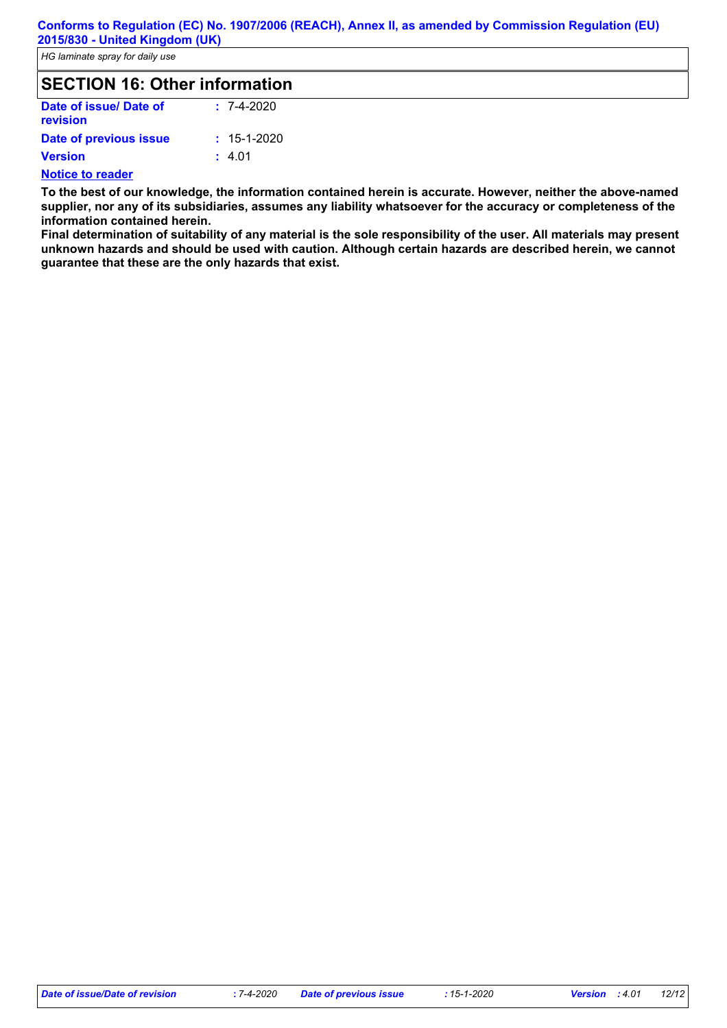## SECTION 16: Other information

| | |
|---|---|
| **Date of issue/ Date of revision** | : 7-4-2020 |
| **Date of previous issue** | : 15-1-2020 |
| **Version** | : 4.01 |

**Notice to reader**

**To the best of our knowledge, the information contained herein is accurate. However, neither the above-named supplier, nor any of its subsidiaries, assumes any liability whatsoever for the accuracy or completeness of the information contained herein.**

**Final determination of suitability of any material is the sole responsibility of the user. All materials may present unknown hazards and should be used with caution. Although certain hazards are described herein, we cannot guarantee that these are the only hazards that exist.**